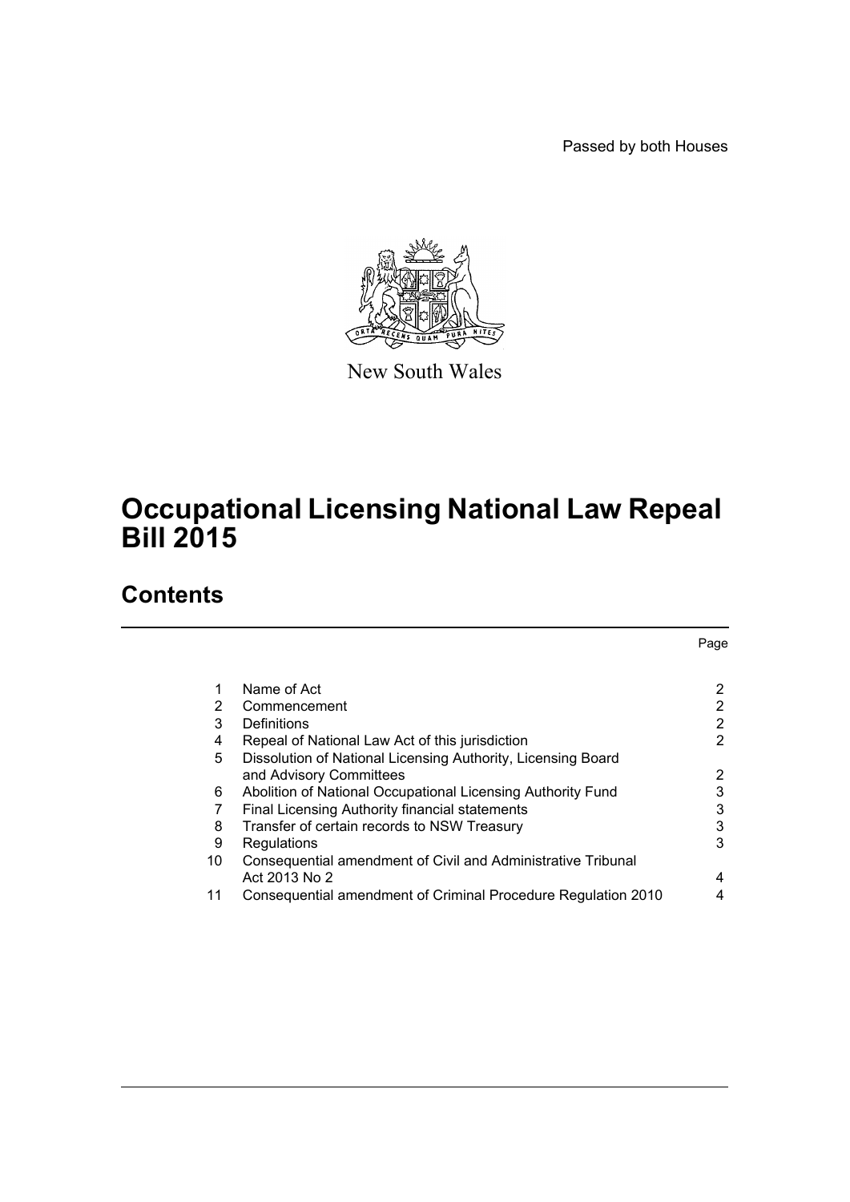Passed by both Houses

New South Wales

# Occupational Licensing National Law Repeal Bill 2015

## Contents

| | | Page |
|---|---|---|
| 1 | Name of Act | 2 |
| 2 | Commencement | 2 |
| 3 | Definitions | 2 |
| 4 | Repeal of National Law Act of this jurisdiction | 2 |
| 5 | Dissolution of National Licensing Authority, Licensing Board and Advisory Committees | 2 |
| 6 | Abolition of National Occupational Licensing Authority Fund | 3 |
| 7 | Final Licensing Authority financial statements | 3 |
| 8 | Transfer of certain records to NSW Treasury | 3 |
| 9 | Regulations | 3 |
| 10 | Consequential amendment of Civil and Administrative Tribunal Act 2013 No 2 | 4 |
| 11 | Consequential amendment of Criminal Procedure Regulation 2010 | 4 |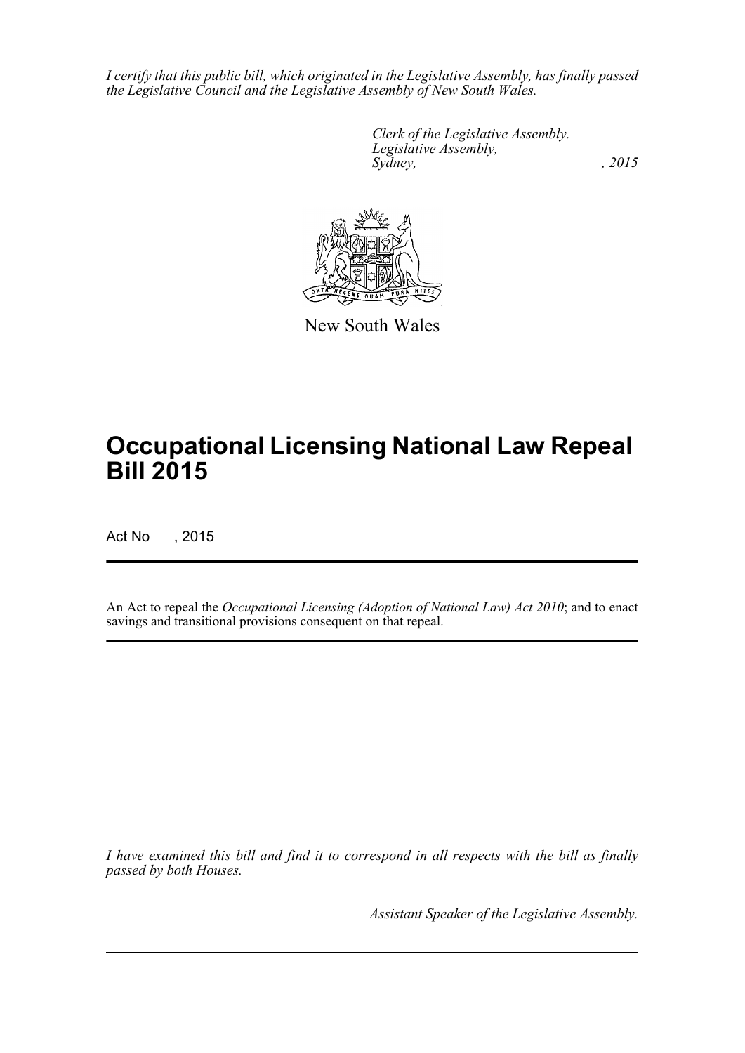*I certify that this public bill, which originated in the Legislative Assembly, has finally passed the Legislative Council and the Legislative Assembly of New South Wales.*

*Clerk of the Legislative Assembly.*
*Legislative Assembly,*
*Sydney, , 2015*

New South Wales

# Occupational Licensing National Law Repeal Bill 2015

Act No , 2015

An Act to repeal the *Occupational Licensing (Adoption of National Law) Act 2010*; and to enact savings and transitional provisions consequent on that repeal.

*I have examined this bill and find it to correspond in all respects with the bill as finally passed by both Houses.*

*Assistant Speaker of the Legislative Assembly.*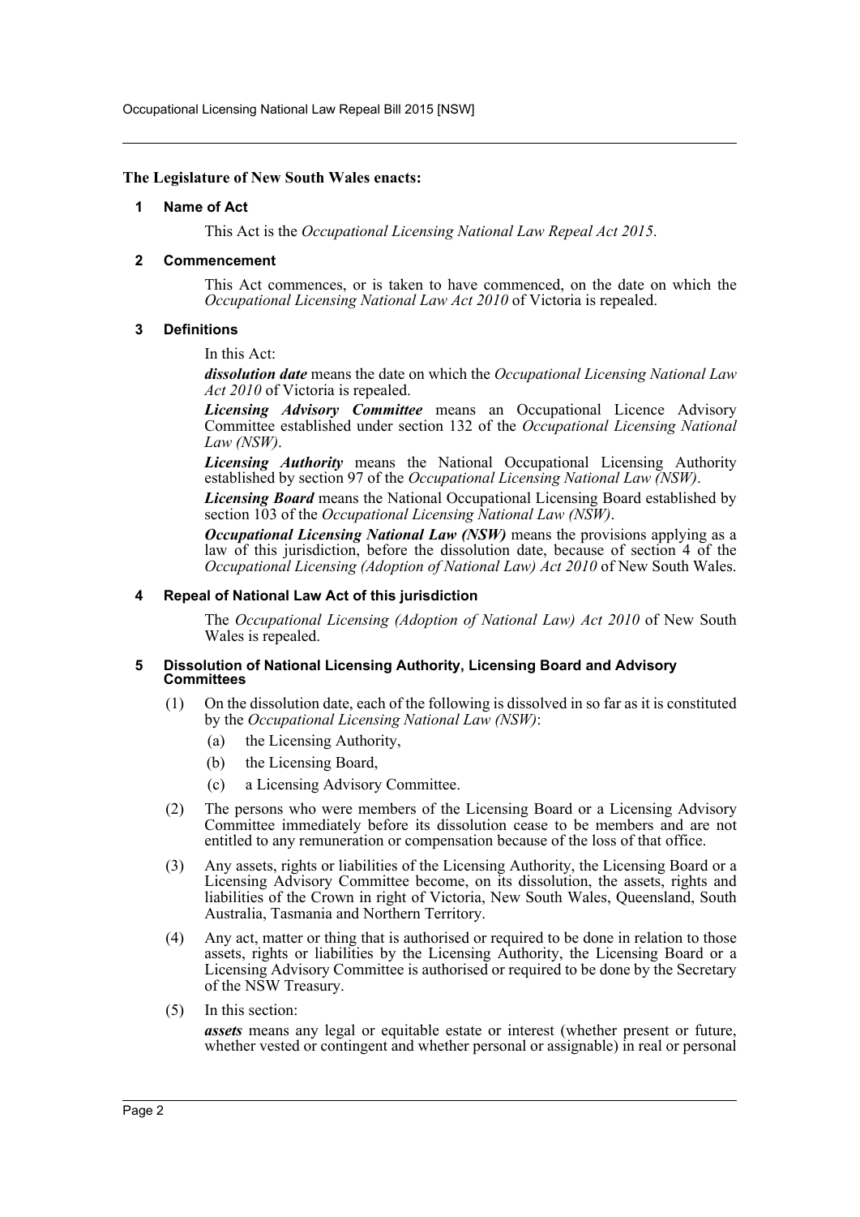**The Legislature of New South Wales enacts:**

## 1 Name of Act

This Act is the *Occupational Licensing National Law Repeal Act 2015*.

## 2 Commencement

This Act commences, or is taken to have commenced, on the date on which the *Occupational Licensing National Law Act 2010* of Victoria is repealed.

## 3 Definitions

In this Act:

***dissolution date*** means the date on which the *Occupational Licensing National Law Act 2010* of Victoria is repealed.

***Licensing Advisory Committee*** means an Occupational Licence Advisory Committee established under section 132 of the *Occupational Licensing National Law (NSW)*.

***Licensing Authority*** means the National Occupational Licensing Authority established by section 97 of the *Occupational Licensing National Law (NSW)*.

***Licensing Board*** means the National Occupational Licensing Board established by section 103 of the *Occupational Licensing National Law (NSW)*.

***Occupational Licensing National Law (NSW)*** means the provisions applying as a law of this jurisdiction, before the dissolution date, because of section 4 of the *Occupational Licensing (Adoption of National Law) Act 2010* of New South Wales.

## 4 Repeal of National Law Act of this jurisdiction

The *Occupational Licensing (Adoption of National Law) Act 2010* of New South Wales is repealed.

## 5 Dissolution of National Licensing Authority, Licensing Board and Advisory Committees

(1) On the dissolution date, each of the following is dissolved in so far as it is constituted by the *Occupational Licensing National Law (NSW)*:

- (a) the Licensing Authority,
- (b) the Licensing Board,
- (c) a Licensing Advisory Committee.

(2) The persons who were members of the Licensing Board or a Licensing Advisory Committee immediately before its dissolution cease to be members and are not entitled to any remuneration or compensation because of the loss of that office.

(3) Any assets, rights or liabilities of the Licensing Authority, the Licensing Board or a Licensing Advisory Committee become, on its dissolution, the assets, rights and liabilities of the Crown in right of Victoria, New South Wales, Queensland, South Australia, Tasmania and Northern Territory.

(4) Any act, matter or thing that is authorised or required to be done in relation to those assets, rights or liabilities by the Licensing Authority, the Licensing Board or a Licensing Advisory Committee is authorised or required to be done by the Secretary of the NSW Treasury.

(5) In this section:

***assets*** means any legal or equitable estate or interest (whether present or future, whether vested or contingent and whether personal or assignable) in real or personal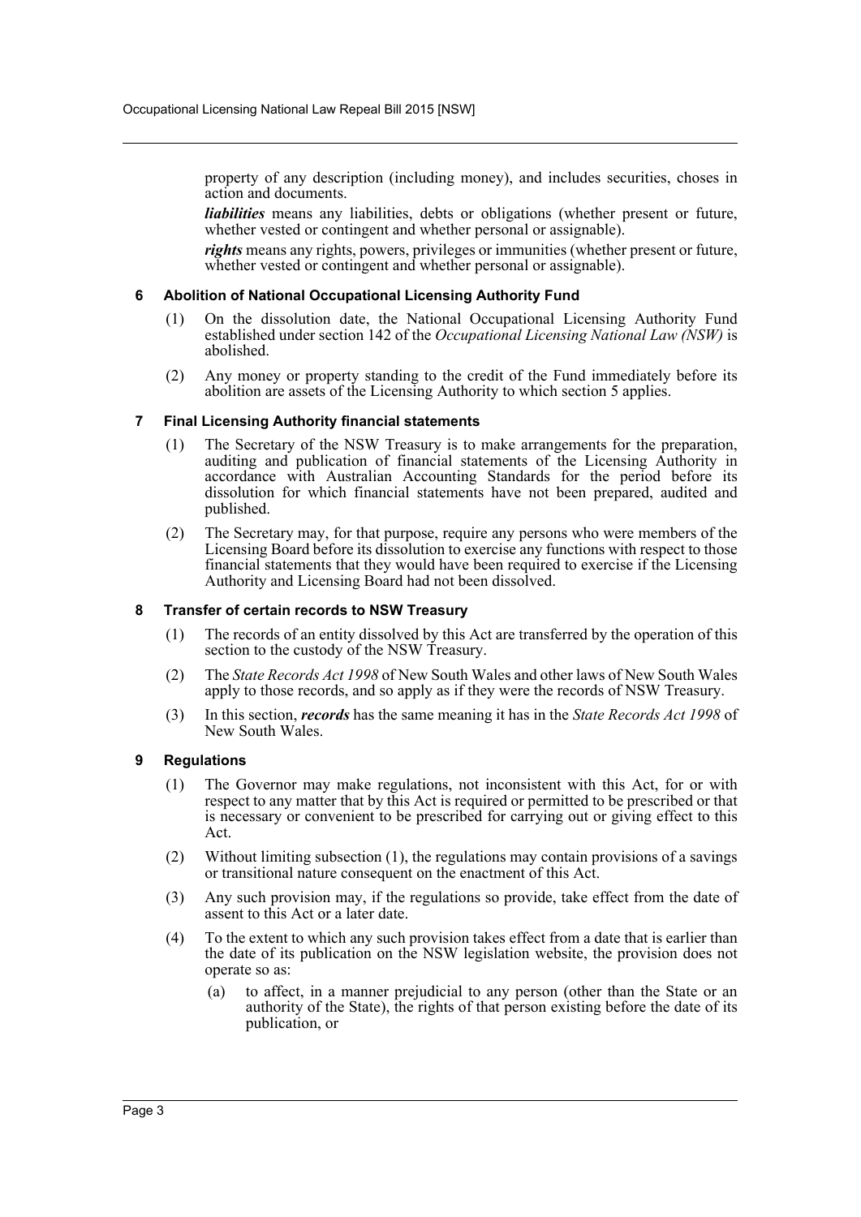property of any description (including money), and includes securities, choses in action and documents.

***liabilities*** means any liabilities, debts or obligations (whether present or future, whether vested or contingent and whether personal or assignable).

***rights*** means any rights, powers, privileges or immunities (whether present or future, whether vested or contingent and whether personal or assignable).

### 6 Abolition of National Occupational Licensing Authority Fund

(1) On the dissolution date, the National Occupational Licensing Authority Fund established under section 142 of the *Occupational Licensing National Law (NSW)* is abolished.

(2) Any money or property standing to the credit of the Fund immediately before its abolition are assets of the Licensing Authority to which section 5 applies.

### 7 Final Licensing Authority financial statements

(1) The Secretary of the NSW Treasury is to make arrangements for the preparation, auditing and publication of financial statements of the Licensing Authority in accordance with Australian Accounting Standards for the period before its dissolution for which financial statements have not been prepared, audited and published.

(2) The Secretary may, for that purpose, require any persons who were members of the Licensing Board before its dissolution to exercise any functions with respect to those financial statements that they would have been required to exercise if the Licensing Authority and Licensing Board had not been dissolved.

### 8 Transfer of certain records to NSW Treasury

(1) The records of an entity dissolved by this Act are transferred by the operation of this section to the custody of the NSW Treasury.

(2) The *State Records Act 1998* of New South Wales and other laws of New South Wales apply to those records, and so apply as if they were the records of NSW Treasury.

(3) In this section, ***records*** has the same meaning it has in the *State Records Act 1998* of New South Wales.

### 9 Regulations

(1) The Governor may make regulations, not inconsistent with this Act, for or with respect to any matter that by this Act is required or permitted to be prescribed or that is necessary or convenient to be prescribed for carrying out or giving effect to this Act.

(2) Without limiting subsection (1), the regulations may contain provisions of a savings or transitional nature consequent on the enactment of this Act.

(3) Any such provision may, if the regulations so provide, take effect from the date of assent to this Act or a later date.

(4) To the extent to which any such provision takes effect from a date that is earlier than the date of its publication on the NSW legislation website, the provision does not operate so as:

(a) to affect, in a manner prejudicial to any person (other than the State or an authority of the State), the rights of that person existing before the date of its publication, or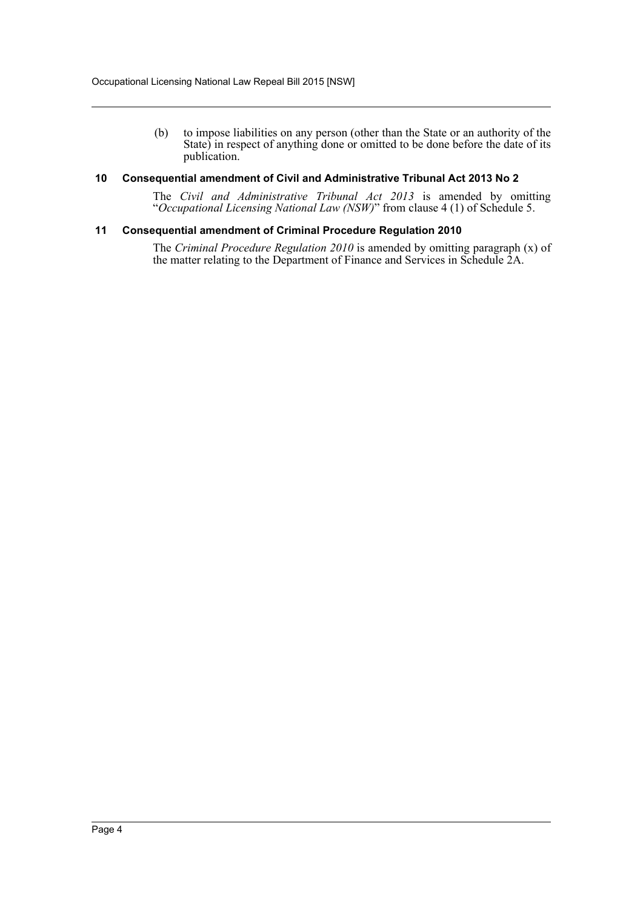(b) to impose liabilities on any person (other than the State or an authority of the State) in respect of anything done or omitted to be done before the date of its publication.

### 10 Consequential amendment of Civil and Administrative Tribunal Act 2013 No 2

The *Civil and Administrative Tribunal Act 2013* is amended by omitting "*Occupational Licensing National Law (NSW)*" from clause 4 (1) of Schedule 5.

### 11 Consequential amendment of Criminal Procedure Regulation 2010

The *Criminal Procedure Regulation 2010* is amended by omitting paragraph (x) of the matter relating to the Department of Finance and Services in Schedule 2A.